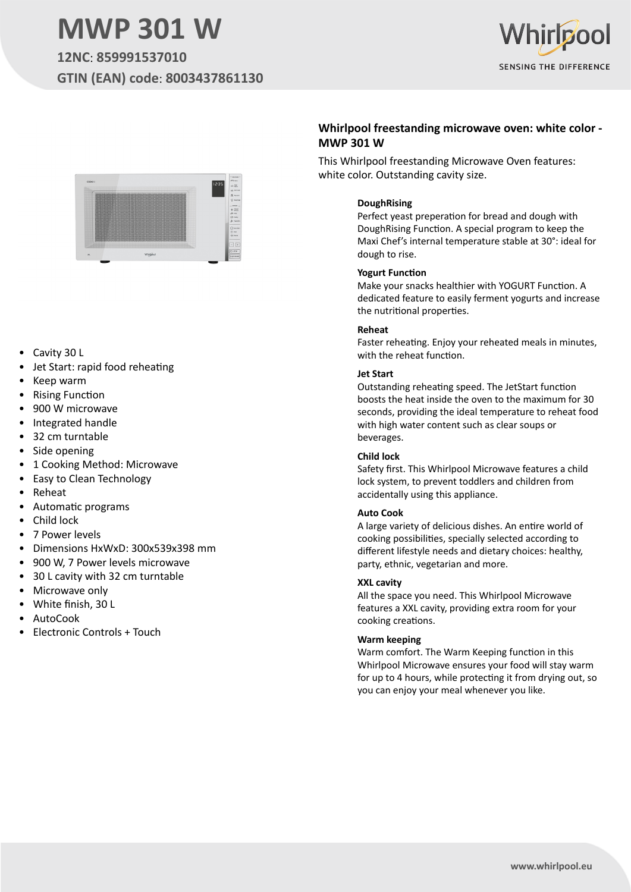# MWP 301 W

**12NC: 859991537010**

**GTIN (EAN) code: 8003437861130**

## Whirlpool freestanding microwave oven: white color - MWP 301 W

This Whirlpool freestanding Microwave Oven features: white color. Outstanding cavity size.

**DoughRising**
Perfect yeast preperation for bread and dough with DoughRising Function. A special program to keep the Maxi Chef's internal temperature stable at 30°: ideal for dough to rise.

**Yogurt Function**
Make your snacks healthier with YOGURT Function. A dedicated feature to easily ferment yogurts and increase the nutritional properties.

**Reheat**
Faster reheating. Enjoy your reheated meals in minutes, with the reheat function.

**Jet Start**
Outstanding reheating speed. The JetStart function boosts the heat inside the oven to the maximum for 30 seconds, providing the ideal temperature to reheat food with high water content such as clear soups or beverages.

**Child lock**
Safety first. This Whirlpool Microwave features a child lock system, to prevent toddlers and children from accidentally using this appliance.

**Auto Cook**
A large variety of delicious dishes. An entire world of cooking possibilities, specially selected according to different lifestyle needs and dietary choices: healthy, party, ethnic, vegetarian and more.

**XXL cavity**
All the space you need. This Whirlpool Microwave features a XXL cavity, providing extra room for your cooking creations.

**Warm keeping**
Warm comfort. The Warm Keeping function in this Whirlpool Microwave ensures your food will stay warm for up to 4 hours, while protecting it from drying out, so you can enjoy your meal whenever you like.

- Cavity 30 L
- Jet Start: rapid food reheating
- Keep warm
- Rising Function
- 900 W microwave
- Integrated handle
- 32 cm turntable
- Side opening
- 1 Cooking Method: Microwave
- Easy to Clean Technology
- Reheat
- Automatic programs
- Child lock
- 7 Power levels
- Dimensions HxWxD: 300x539x398 mm
- 900 W, 7 Power levels microwave
- 30 L cavity with 32 cm turntable
- Microwave only
- White finish, 30 L
- AutoCook
- Electronic Controls + Touch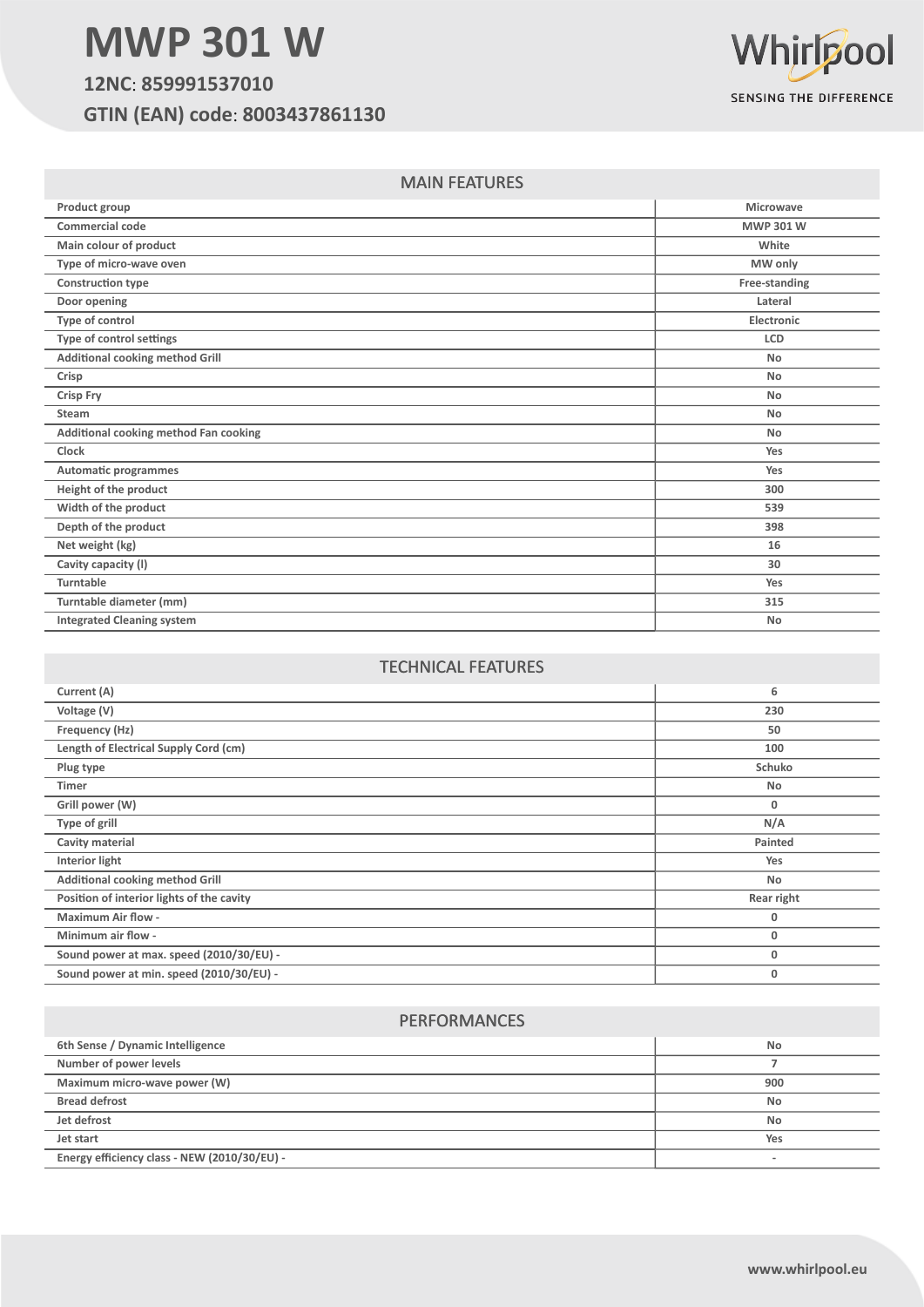# MWP 301 W

**12NC: 859991537010**

**GTIN (EAN) code: 8003437861130**

Whirlpool

SENSING THE DIFFERENCE

## MAIN FEATURES

| | |
|---|---|
| Product group | Microwave |
| Commercial code | MWP 301 W |
| Main colour of product | White |
| Type of micro-wave oven | MW only |
| Construction type | Free-standing |
| Door opening | Lateral |
| Type of control | Electronic |
| Type of control settings | LCD |
| Additional cooking method Grill | No |
| Crisp | No |
| Crisp Fry | No |
| Steam | No |
| Additional cooking method Fan cooking | No |
| Clock | Yes |
| Automatic programmes | Yes |
| Height of the product | 300 |
| Width of the product | 539 |
| Depth of the product | 398 |
| Net weight (kg) | 16 |
| Cavity capacity (l) | 30 |
| Turntable | Yes |
| Turntable diameter (mm) | 315 |
| Integrated Cleaning system | No |

## TECHNICAL FEATURES

| | |
|---|---|
| Current (A) | 6 |
| Voltage (V) | 230 |
| Frequency (Hz) | 50 |
| Length of Electrical Supply Cord (cm) | 100 |
| Plug type | Schuko |
| Timer | No |
| Grill power (W) | 0 |
| Type of grill | N/A |
| Cavity material | Painted |
| Interior light | Yes |
| Additional cooking method Grill | No |
| Position of interior lights of the cavity | Rear right |
| Maximum Air flow - | 0 |
| Minimum air flow - | 0 |
| Sound power at max. speed (2010/30/EU) - | 0 |
| Sound power at min. speed (2010/30/EU) - | 0 |

## PERFORMANCES

| | |
|---|---|
| 6th Sense / Dynamic Intelligence | No |
| Number of power levels | 7 |
| Maximum micro-wave power (W) | 900 |
| Bread defrost | No |
| Jet defrost | No |
| Jet start | Yes |
| Energy efficiency class - NEW (2010/30/EU) - | - |

www.whirlpool.eu